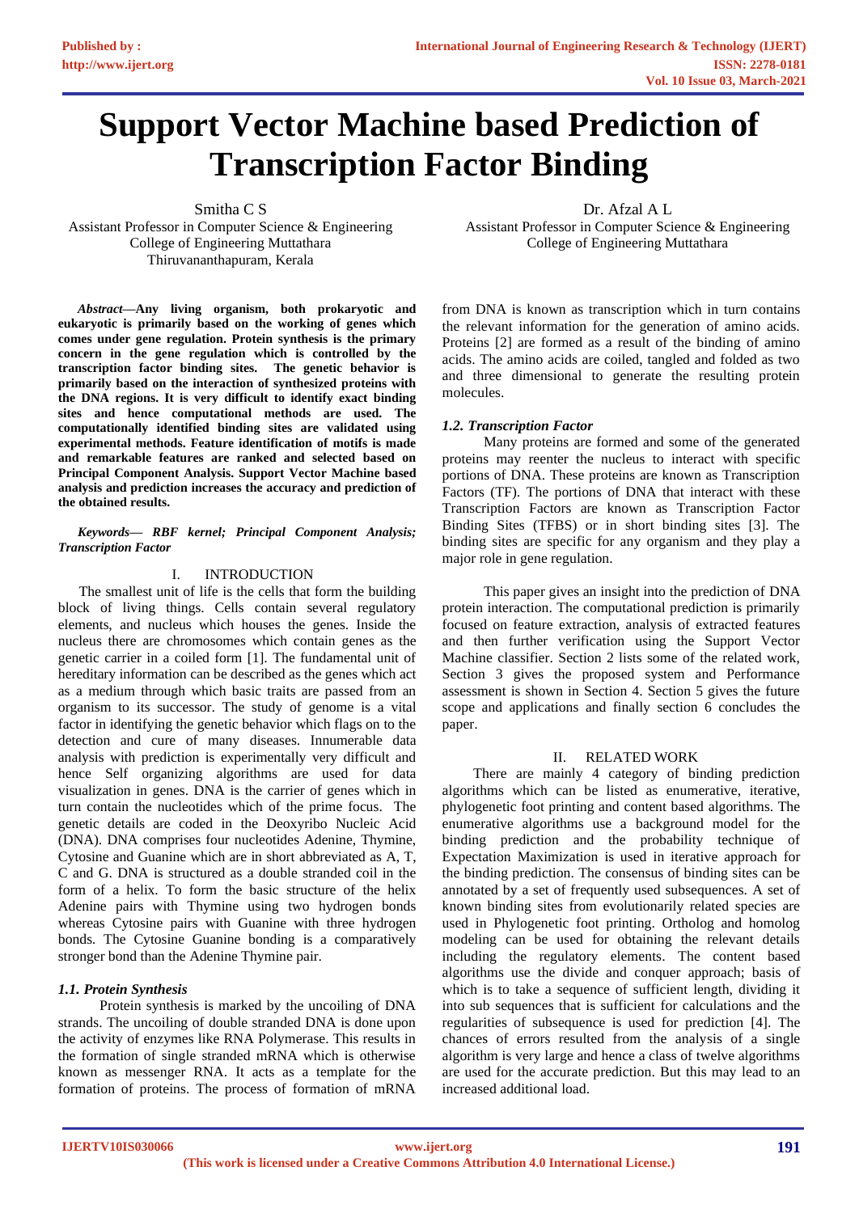# Support Vector Machine based Prediction of Transcription Factor Binding

Smitha C S
Assistant Professor in Computer Science & Engineering
College of Engineering Muttathara
Thiruvananthapuram, Kerala

Dr. Afzal A L
Assistant Professor in Computer Science & Engineering
College of Engineering Muttathara

***Abstract*—Any living organism, both prokaryotic and eukaryotic is primarily based on the working of genes which comes under gene regulation. Protein synthesis is the primary concern in the gene regulation which is controlled by the transcription factor binding sites. The genetic behavior is primarily based on the interaction of synthesized proteins with the DNA regions. It is very difficult to identify exact binding sites and hence computational methods are used. The computationally identified binding sites are validated using experimental methods. Feature identification of motifs is made and remarkable features are ranked and selected based on Principal Component Analysis. Support Vector Machine based analysis and prediction increases the accuracy and prediction of the obtained results.**

***Keywords*— *RBF kernel; Principal Component Analysis; Transcription Factor***

## I. INTRODUCTION

The smallest unit of life is the cells that form the building block of living things. Cells contain several regulatory elements, and nucleus which houses the genes. Inside the nucleus there are chromosomes which contain genes as the genetic carrier in a coiled form [1]. The fundamental unit of hereditary information can be described as the genes which act as a medium through which basic traits are passed from an organism to its successor. The study of genome is a vital factor in identifying the genetic behavior which flags on to the detection and cure of many diseases. Innumerable data analysis with prediction is experimentally very difficult and hence Self organizing algorithms are used for data visualization in genes. DNA is the carrier of genes which in turn contain the nucleotides which of the prime focus. The genetic details are coded in the Deoxyribo Nucleic Acid (DNA). DNA comprises four nucleotides Adenine, Thymine, Cytosine and Guanine which are in short abbreviated as A, T, C and G. DNA is structured as a double stranded coil in the form of a helix. To form the basic structure of the helix Adenine pairs with Thymine using two hydrogen bonds whereas Cytosine pairs with Guanine with three hydrogen bonds. The Cytosine Guanine bonding is a comparatively stronger bond than the Adenine Thymine pair.

### *1.1. Protein Synthesis*

Protein synthesis is marked by the uncoiling of DNA strands. The uncoiling of double stranded DNA is done upon the activity of enzymes like RNA Polymerase. This results in the formation of single stranded mRNA which is otherwise known as messenger RNA. It acts as a template for the formation of proteins. The process of formation of mRNA from DNA is known as transcription which in turn contains the relevant information for the generation of amino acids. Proteins [2] are formed as a result of the binding of amino acids. The amino acids are coiled, tangled and folded as two and three dimensional to generate the resulting protein molecules.

### *1.2. Transcription Factor*

Many proteins are formed and some of the generated proteins may reenter the nucleus to interact with specific portions of DNA. These proteins are known as Transcription Factors (TF). The portions of DNA that interact with these Transcription Factors are known as Transcription Factor Binding Sites (TFBS) or in short binding sites [3]. The binding sites are specific for any organism and they play a major role in gene regulation.

This paper gives an insight into the prediction of DNA protein interaction. The computational prediction is primarily focused on feature extraction, analysis of extracted features and then further verification using the Support Vector Machine classifier. Section 2 lists some of the related work, Section 3 gives the proposed system and Performance assessment is shown in Section 4. Section 5 gives the future scope and applications and finally section 6 concludes the paper.

## II. RELATED WORK

There are mainly 4 category of binding prediction algorithms which can be listed as enumerative, iterative, phylogenetic foot printing and content based algorithms. The enumerative algorithms use a background model for the binding prediction and the probability technique of Expectation Maximization is used in iterative approach for the binding prediction. The consensus of binding sites can be annotated by a set of frequently used subsequences. A set of known binding sites from evolutionarily related species are used in Phylogenetic foot printing. Ortholog and homolog modeling can be used for obtaining the relevant details including the regulatory elements. The content based algorithms use the divide and conquer approach; basis of which is to take a sequence of sufficient length, dividing it into sub sequences that is sufficient for calculations and the regularities of subsequence is used for prediction [4]. The chances of errors resulted from the analysis of a single algorithm is very large and hence a class of twelve algorithms are used for the accurate prediction. But this may lead to an increased additional load.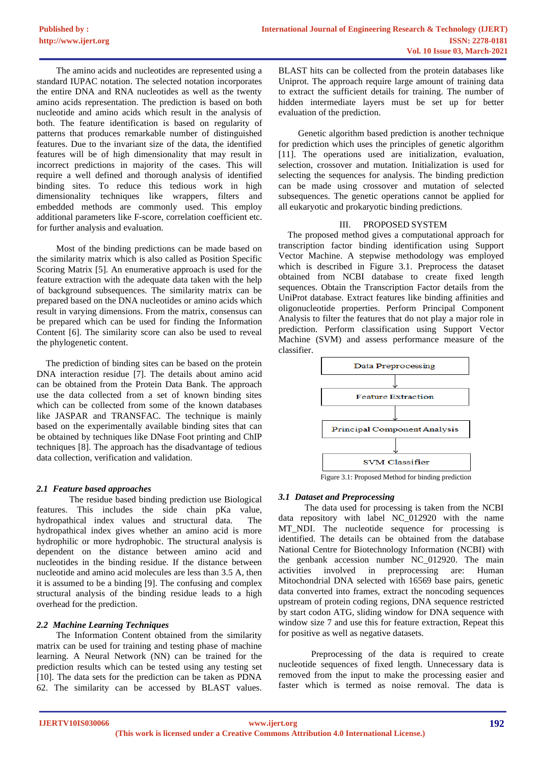The amino acids and nucleotides are represented using a standard IUPAC notation. The selected notation incorporates the entire DNA and RNA nucleotides as well as the twenty amino acids representation. The prediction is based on both nucleotide and amino acids which result in the analysis of both. The feature identification is based on regularity of patterns that produces remarkable number of distinguished features. Due to the invariant size of the data, the identified features will be of high dimensionality that may result in incorrect predictions in majority of the cases. This will require a well defined and thorough analysis of identified binding sites. To reduce this tedious work in high dimensionality techniques like wrappers, filters and embedded methods are commonly used. This employ additional parameters like F-score, correlation coefficient etc. for further analysis and evaluation.

Most of the binding predictions can be made based on the similarity matrix which is also called as Position Specific Scoring Matrix [5]. An enumerative approach is used for the feature extraction with the adequate data taken with the help of background subsequences. The similarity matrix can be prepared based on the DNA nucleotides or amino acids which result in varying dimensions. From the matrix, consensus can be prepared which can be used for finding the Information Content [6]. The similarity score can also be used to reveal the phylogenetic content.

The prediction of binding sites can be based on the protein DNA interaction residue [7]. The details about amino acid can be obtained from the Protein Data Bank. The approach use the data collected from a set of known binding sites which can be collected from some of the known databases like JASPAR and TRANSFAC. The technique is mainly based on the experimentally available binding sites that can be obtained by techniques like DNase Foot printing and ChIP techniques [8]. The approach has the disadvantage of tedious data collection, verification and validation.

### *2.1 Feature based approaches*

The residue based binding prediction use Biological features. This includes the side chain pKa value, hydropathical index values and structural data. The hydropathical index gives whether an amino acid is more hydrophilic or more hydrophobic. The structural analysis is dependent on the distance between amino acid and nucleotides in the binding residue. If the distance between nucleotide and amino acid molecules are less than 3.5 A, then it is assumed to be a binding [9]. The confusing and complex structural analysis of the binding residue leads to a high overhead for the prediction.

### *2.2 Machine Learning Techniques*

The Information Content obtained from the similarity matrix can be used for training and testing phase of machine learning. A Neural Network (NN) can be trained for the prediction results which can be tested using any testing set [10]. The data sets for the prediction can be taken as PDNA 62. The similarity can be accessed by BLAST values. BLAST hits can be collected from the protein databases like Uniprot. The approach require large amount of training data to extract the sufficient details for training. The number of hidden intermediate layers must be set up for better evaluation of the prediction.

Genetic algorithm based prediction is another technique for prediction which uses the principles of genetic algorithm [11]. The operations used are initialization, evaluation, selection, crossover and mutation. Initialization is used for selecting the sequences for analysis. The binding prediction can be made using crossover and mutation of selected subsequences. The genetic operations cannot be applied for all eukaryotic and prokaryotic binding predictions.

## III. PROPOSED SYSTEM

The proposed method gives a computational approach for transcription factor binding identification using Support Vector Machine. A stepwise methodology was employed which is described in Figure 3.1. Preprocess the dataset obtained from NCBI database to create fixed length sequences. Obtain the Transcription Factor details from the UniProt database. Extract features like binding affinities and oligonucleotide properties. Perform Principal Component Analysis to filter the features that do not play a major role in prediction. Perform classification using Support Vector Machine (SVM) and assess performance measure of the classifier.

Data Preprocessing → Feature Extraction → Principal Component Analysis → SVM Classifier

Figure 3.1: Proposed Method for binding prediction

### *3.1 Dataset and Preprocessing*

The data used for processing is taken from the NCBI data repository with label NC_012920 with the name MT_NDI. The nucleotide sequence for processing is identified. The details can be obtained from the database National Centre for Biotechnology Information (NCBI) with the genbank accession number NC_012920. The main activities involved in preprocessing are: Human Mitochondrial DNA selected with 16569 base pairs, genetic data converted into frames, extract the noncoding sequences upstream of protein coding regions, DNA sequence restricted by start codon ATG, sliding window for DNA sequence with window size 7 and use this for feature extraction, Repeat this for positive as well as negative datasets.

Preprocessing of the data is required to create nucleotide sequences of fixed length. Unnecessary data is removed from the input to make the processing easier and faster which is termed as noise removal. The data is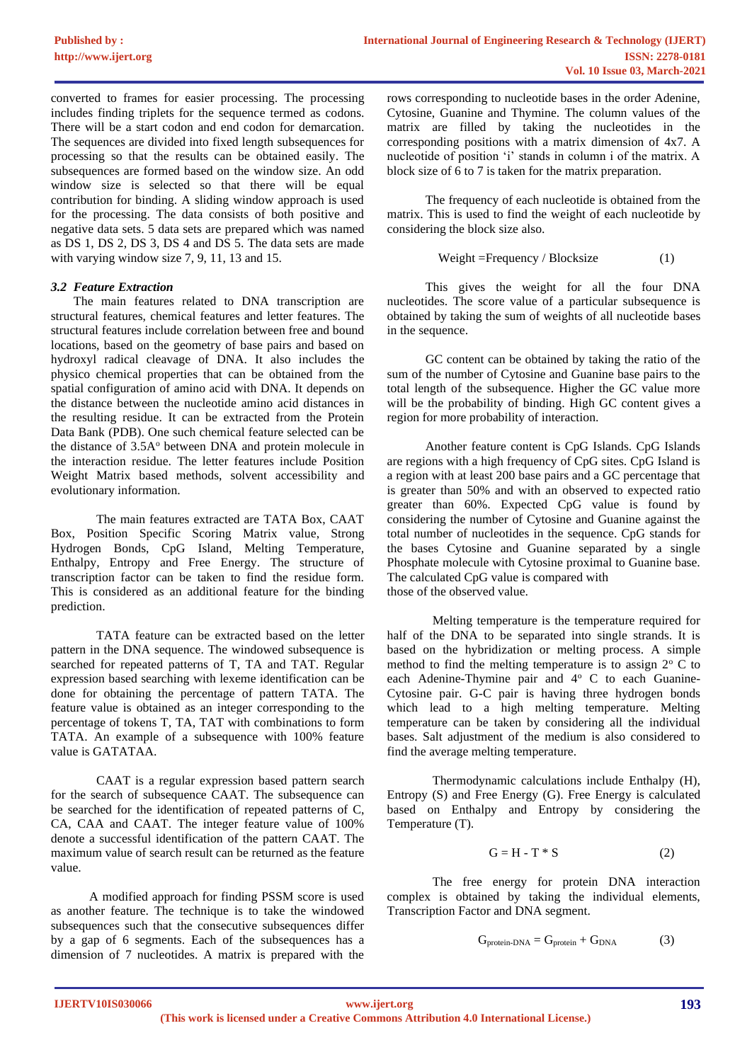converted to frames for easier processing. The processing includes finding triplets for the sequence termed as codons. There will be a start codon and end codon for demarcation. The sequences are divided into fixed length subsequences for processing so that the results can be obtained easily. The subsequences are formed based on the window size. An odd window size is selected so that there will be equal contribution for binding. A sliding window approach is used for the processing. The data consists of both positive and negative data sets. 5 data sets are prepared which was named as DS 1, DS 2, DS 3, DS 4 and DS 5. The data sets are made with varying window size 7, 9, 11, 13 and 15.

### *3.2 Feature Extraction*

The main features related to DNA transcription are structural features, chemical features and letter features. The structural features include correlation between free and bound locations, based on the geometry of base pairs and based on hydroxyl radical cleavage of DNA. It also includes the physico chemical properties that can be obtained from the spatial configuration of amino acid with DNA. It depends on the distance between the nucleotide amino acid distances in the resulting residue. It can be extracted from the Protein Data Bank (PDB). One such chemical feature selected can be the distance of 3.5A$^o$ between DNA and protein molecule in the interaction residue. The letter features include Position Weight Matrix based methods, solvent accessibility and evolutionary information.

The main features extracted are TATA Box, CAAT Box, Position Specific Scoring Matrix value, Strong Hydrogen Bonds, CpG Island, Melting Temperature, Enthalpy, Entropy and Free Energy. The structure of transcription factor can be taken to find the residue form. This is considered as an additional feature for the binding prediction.

TATA feature can be extracted based on the letter pattern in the DNA sequence. The windowed subsequence is searched for repeated patterns of T, TA and TAT. Regular expression based searching with lexeme identification can be done for obtaining the percentage of pattern TATA. The feature value is obtained as an integer corresponding to the percentage of tokens T, TA, TAT with combinations to form TATA. An example of a subsequence with 100% feature value is GATATAA.

CAAT is a regular expression based pattern search for the search of subsequence CAAT. The subsequence can be searched for the identification of repeated patterns of C, CA, CAA and CAAT. The integer feature value of 100% denote a successful identification of the pattern CAAT. The maximum value of search result can be returned as the feature value.

A modified approach for finding PSSM score is used as another feature. The technique is to take the windowed subsequences such that the consecutive subsequences differ by a gap of 6 segments. Each of the subsequences has a dimension of 7 nucleotides. A matrix is prepared with the rows corresponding to nucleotide bases in the order Adenine, Cytosine, Guanine and Thymine. The column values of the matrix are filled by taking the nucleotides in the corresponding positions with a matrix dimension of 4x7. A nucleotide of position 'i' stands in column i of the matrix. A block size of 6 to 7 is taken for the matrix preparation.

The frequency of each nucleotide is obtained from the matrix. This is used to find the weight of each nucleotide by considering the block size also.

$$\text{Weight} = \text{Frequency} / \text{Blocksize} \qquad (1)$$

This gives the weight for all the four DNA nucleotides. The score value of a particular subsequence is obtained by taking the sum of weights of all nucleotide bases in the sequence.

GC content can be obtained by taking the ratio of the sum of the number of Cytosine and Guanine base pairs to the total length of the subsequence. Higher the GC value more will be the probability of binding. High GC content gives a region for more probability of interaction.

Another feature content is CpG Islands. CpG Islands are regions with a high frequency of CpG sites. CpG Island is a region with at least 200 base pairs and a GC percentage that is greater than 50% and with an observed to expected ratio greater than 60%. Expected CpG value is found by considering the number of Cytosine and Guanine against the total number of nucleotides in the sequence. CpG stands for the bases Cytosine and Guanine separated by a single Phosphate molecule with Cytosine proximal to Guanine base. The calculated CpG value is compared with those of the observed value.

Melting temperature is the temperature required for half of the DNA to be separated into single strands. It is based on the hybridization or melting process. A simple method to find the melting temperature is to assign 2$^o$ C to each Adenine-Thymine pair and 4$^o$ C to each Guanine-Cytosine pair. G-C pair is having three hydrogen bonds which lead to a high melting temperature. Melting temperature can be taken by considering all the individual bases. Salt adjustment of the medium is also considered to find the average melting temperature.

Thermodynamic calculations include Enthalpy (H), Entropy (S) and Free Energy (G). Free Energy is calculated based on Enthalpy and Entropy by considering the Temperature (T).

$$G = H - T * S \qquad (2)$$

The free energy for protein DNA interaction complex is obtained by taking the individual elements, Transcription Factor and DNA segment.

$$G_{\text{protein-DNA}} = G_{\text{protein}} + G_{\text{DNA}} \qquad (3)$$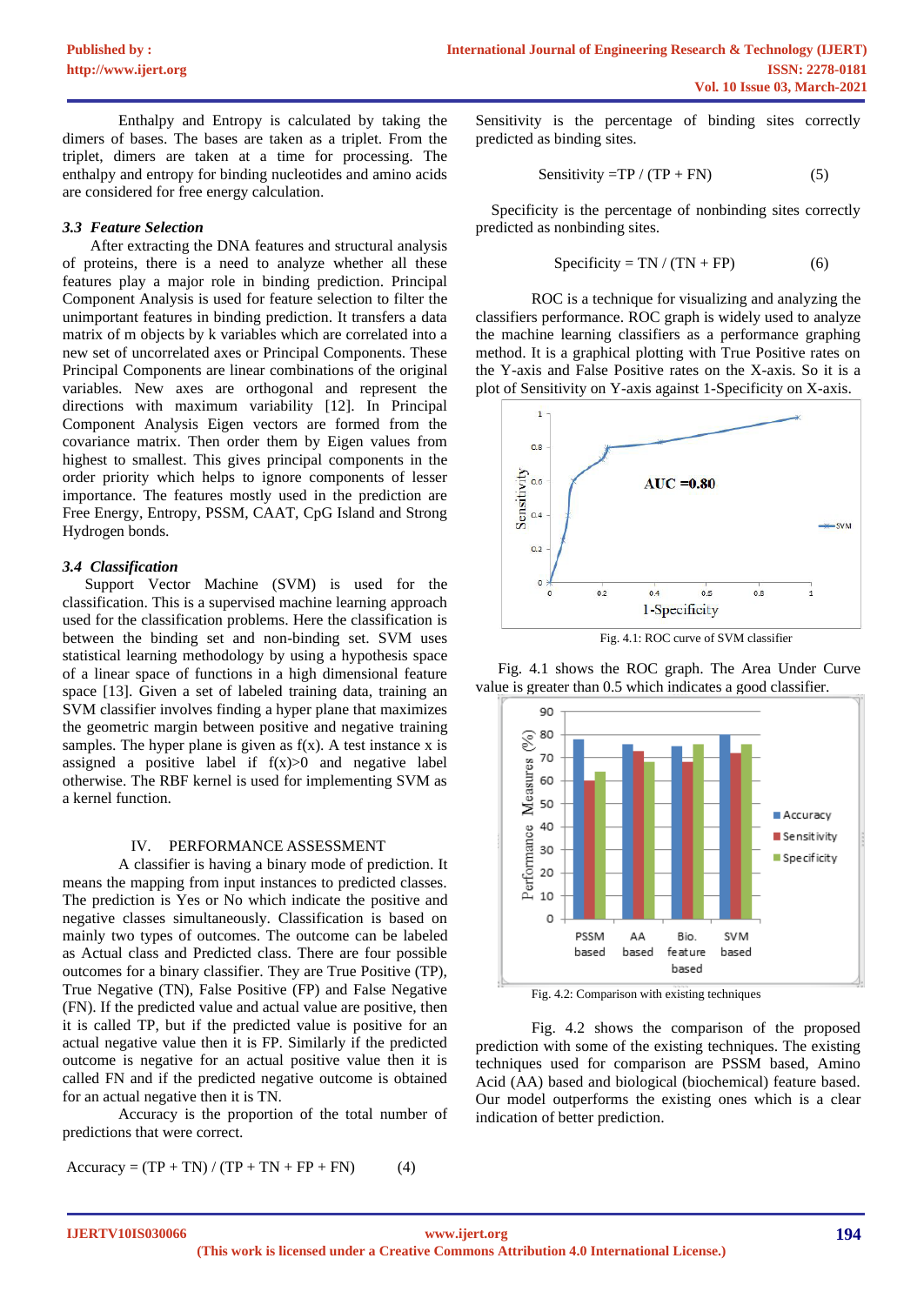Enthalpy and Entropy is calculated by taking the dimers of bases. The bases are taken as a triplet. From the triplet, dimers are taken at a time for processing. The enthalpy and entropy for binding nucleotides and amino acids are considered for free energy calculation.

### *3.3 Feature Selection*

After extracting the DNA features and structural analysis of proteins, there is a need to analyze whether all these features play a major role in binding prediction. Principal Component Analysis is used for feature selection to filter the unimportant features in binding prediction. It transfers a data matrix of m objects by k variables which are correlated into a new set of uncorrelated axes or Principal Components. These Principal Components are linear combinations of the original variables. New axes are orthogonal and represent the directions with maximum variability [12]. In Principal Component Analysis Eigen vectors are formed from the covariance matrix. Then order them by Eigen values from highest to smallest. This gives principal components in the order priority which helps to ignore components of lesser importance. The features mostly used in the prediction are Free Energy, Entropy, PSSM, CAAT, CpG Island and Strong Hydrogen bonds.

### *3.4 Classification*

Support Vector Machine (SVM) is used for the classification. This is a supervised machine learning approach used for the classification problems. Here the classification is between the binding set and non-binding set. SVM uses statistical learning methodology by using a hypothesis space of a linear space of functions in a high dimensional feature space [13]. Given a set of labeled training data, training an SVM classifier involves finding a hyper plane that maximizes the geometric margin between positive and negative training samples. The hyper plane is given as f(x). A test instance x is assigned a positive label if f(x)>0 and negative label otherwise. The RBF kernel is used for implementing SVM as a kernel function.

## IV. PERFORMANCE ASSESSMENT

A classifier is having a binary mode of prediction. It means the mapping from input instances to predicted classes. The prediction is Yes or No which indicate the positive and negative classes simultaneously. Classification is based on mainly two types of outcomes. The outcome can be labeled as Actual class and Predicted class. There are four possible outcomes for a binary classifier. They are True Positive (TP), True Negative (TN), False Positive (FP) and False Negative (FN). If the predicted value and actual value are positive, then it is called TP, but if the prediction value is positive for an actual negative value then it is FP. Similarly if the predicted outcome is negative for an actual positive value then it is called FN and if the predicted negative outcome is obtained for an actual negative then it is TN.

Accuracy is the proportion of the total number of predictions that were correct.

$$\text{Accuracy} = (TP + TN) / (TP + TN + FP + FN) \quad (4)$$

Sensitivity is the percentage of binding sites correctly predicted as binding sites.

$$\text{Sensitivity} = TP / (TP + FN) \quad (5)$$

Specificity is the percentage of nonbinding sites correctly predicted as nonbinding sites.

$$\text{Specificity} = TN / (TN + FP) \quad (6)$$

ROC is a technique for visualizing and analyzing the classifiers performance. ROC graph is widely used to analyze the machine learning classifiers as a performance graphing method. It is a graphical plotting with True Positive rates on the Y-axis and False Positive rates on the X-axis. So it is a plot of Sensitivity on Y-axis against 1-Specificity on X-axis.

Fig. 4.1: ROC curve of SVM classifier

Fig. 4.1 shows the ROC graph. The Area Under Curve value is greater than 0.5 which indicates a good classifier.

Fig. 4.2: Comparison with existing techniques

Fig. 4.2 shows the comparison of the proposed prediction with some of the existing techniques. The existing techniques used for comparison are PSSM based, Amino Acid (AA) based and biological (biochemical) feature based. Our model outperforms the existing ones which is a clear indication of better prediction.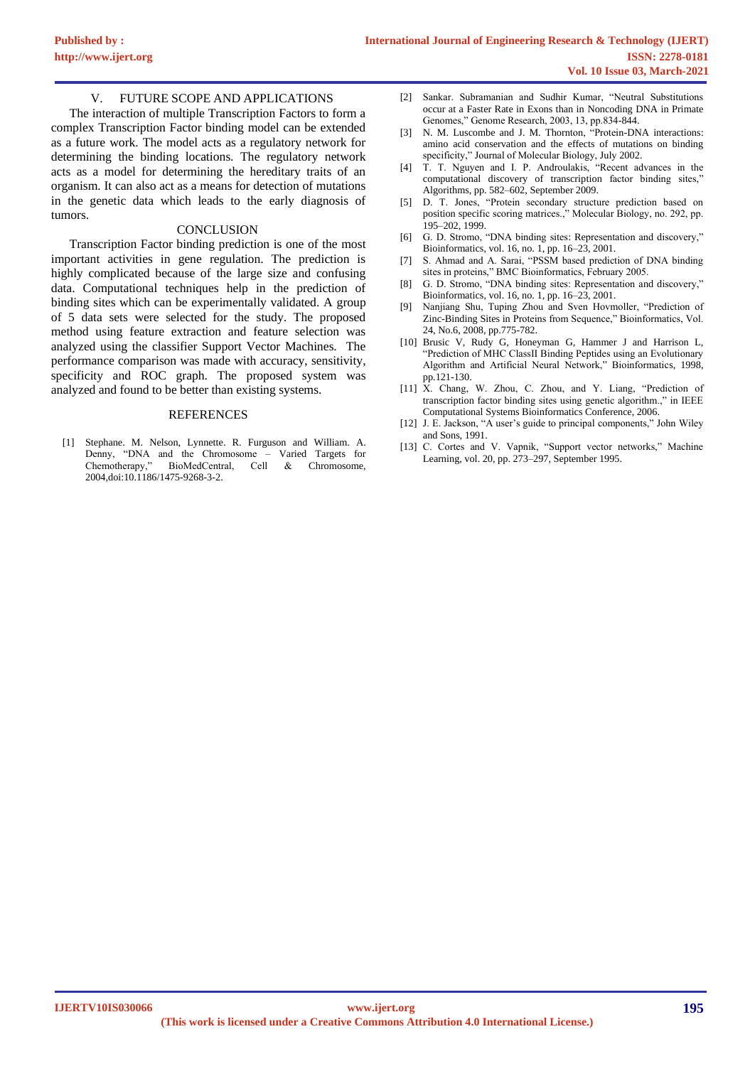## V. FUTURE SCOPE AND APPLICATIONS

The interaction of multiple Transcription Factors to form a complex Transcription Factor binding model can be extended as a future work. The model acts as a regulatory network for determining the binding locations. The regulatory network acts as a model for determining the hereditary traits of an organism. It can also act as a means for detection of mutations in the genetic data which leads to the early diagnosis of tumors.

## CONCLUSION

Transcription Factor binding prediction is one of the most important activities in gene regulation. The prediction is highly complicated because of the large size and confusing data. Computational techniques help in the prediction of binding sites which can be experimentally validated. A group of 5 data sets were selected for the study. The proposed method using feature extraction and feature selection was analyzed using the classifier Support Vector Machines. The performance comparison was made with accuracy, sensitivity, specificity and ROC graph. The proposed system was analyzed and found to be better than existing systems.

## REFERENCES

[1] Stephane. M. Nelson, Lynnette. R. Furguson and William. A. Denny, "DNA and the Chromosome – Varied Targets for Chemotherapy," BioMedCentral, Cell & Chromosome, 2004,doi:10.1186/1475-9268-3-2.

[2] Sankar. Subramanian and Sudhir Kumar, "Neutral Substitutions occur at a Faster Rate in Exons than in Noncoding DNA in Primate Genomes," Genome Research, 2003, 13, pp.834-844.

[3] N. M. Luscombe and J. M. Thornton, "Protein-DNA interactions: amino acid conservation and the effects of mutations on binding specificity," Journal of Molecular Biology, July 2002.

[4] T. T. Nguyen and I. P. Androulakis, "Recent advances in the computational discovery of transcription factor binding sites," Algorithms, pp. 582–602, September 2009.

[5] D. T. Jones, "Protein secondary structure prediction based on position specific scoring matrices.," Molecular Biology, no. 292, pp. 195–202, 1999.

[6] G. D. Stromo, "DNA binding sites: Representation and discovery," Bioinformatics, vol. 16, no. 1, pp. 16–23, 2001.

[7] S. Ahmad and A. Sarai, "PSSM based prediction of DNA binding sites in proteins," BMC Bioinformatics, February 2005.

[8] G. D. Stromo, "DNA binding sites: Representation and discovery," Bioinformatics, vol. 16, no. 1, pp. 16–23, 2001.

[9] Nanjiang Shu, Tuping Zhou and Sven Hovmoller, "Prediction of Zinc-Binding Sites in Proteins from Sequence," Bioinformatics, Vol. 24, No.6, 2008, pp.775-782.

[10] Brusic V, Rudy G, Honeyman G, Hammer J and Harrison L, "Prediction of MHC ClassII Binding Peptides using an Evolutionary Algorithm and Artificial Neural Network," Bioinformatics, 1998, pp.121-130.

[11] X. Chang, W. Zhou, C. Zhou, and Y. Liang, "Prediction of transcription factor binding sites using genetic algorithm.," in IEEE Computational Systems Bioinformatics Conference, 2006.

[12] J. E. Jackson, "A user's guide to principal components," John Wiley and Sons, 1991.

[13] C. Cortes and V. Vapnik, "Support vector networks," Machine Learning, vol. 20, pp. 273–297, September 1995.